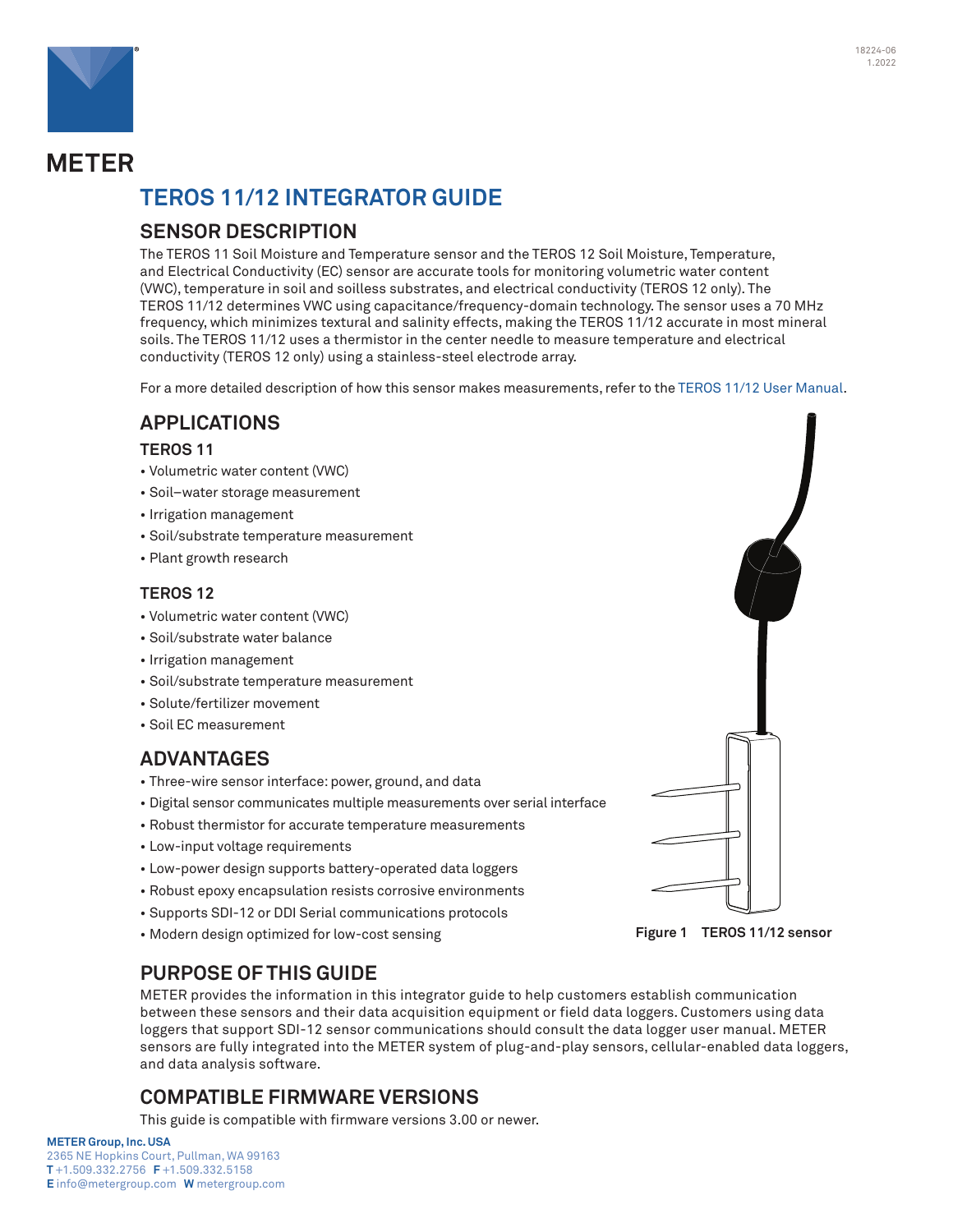# TEROS 11/12 INTEGRATOR GUIDE

## SENSOR DESCRIPTION

The TEROS 11 Soil Moisture and Temperature sensor and the TEROS 12 Soil Moisture, Temperature, and Electrical Conductivity (EC) sensor are accurate tools for monitoring volumetric water content (VWC), temperature in soil and soilless substrates, and electrical conductivity (TEROS 12 only). The TEROS 11/12 determines VWC using capacitance/frequency-domain technology. The sensor uses a 70 MHz frequency, which minimizes textural and salinity effects, making the TEROS 11/12 accurate in most mineral soils. The TEROS 11/12 uses a thermistor in the center needle to measure temperature and electrical conductivity (TEROS 12 only) using a stainless-steel electrode array.

For a more detailed description of how this sensor makes measurements, refer to the TEROS 11/12 User Manual.

## APPLICATIONS

### TEROS 11

- Volumetric water content (VWC)
- Soil–water storage measurement
- Irrigation management
- Soil/substrate temperature measurement
- Plant growth research

### TEROS 12

- Volumetric water content (VWC)
- Soil/substrate water balance
- Irrigation management
- Soil/substrate temperature measurement
- Solute/fertilizer movement
- Soil EC measurement

## ADVANTAGES

- Three-wire sensor interface: power, ground, and data
- Digital sensor communicates multiple measurements over serial interface
- Robust thermistor for accurate temperature measurements
- Low-input voltage requirements
- Low-power design supports battery-operated data loggers
- Robust epoxy encapsulation resists corrosive environments
- Supports SDI-12 or DDI Serial communications protocols
- Modern design optimized for low-cost sensing

**Figure 1 TEROS 11/12 sensor**

## PURPOSE OF THIS GUIDE

METER provides the information in this integrator guide to help customers establish communication between these sensors and their data acquisition equipment or field data loggers. Customers using data loggers that support SDI-12 sensor communications should consult the data logger user manual. METER sensors are fully integrated into the METER system of plug-and-play sensors, cellular-enabled data loggers, and data analysis software.

## COMPATIBLE FIRMWARE VERSIONS

This guide is compatible with firmware versions 3.00 or newer.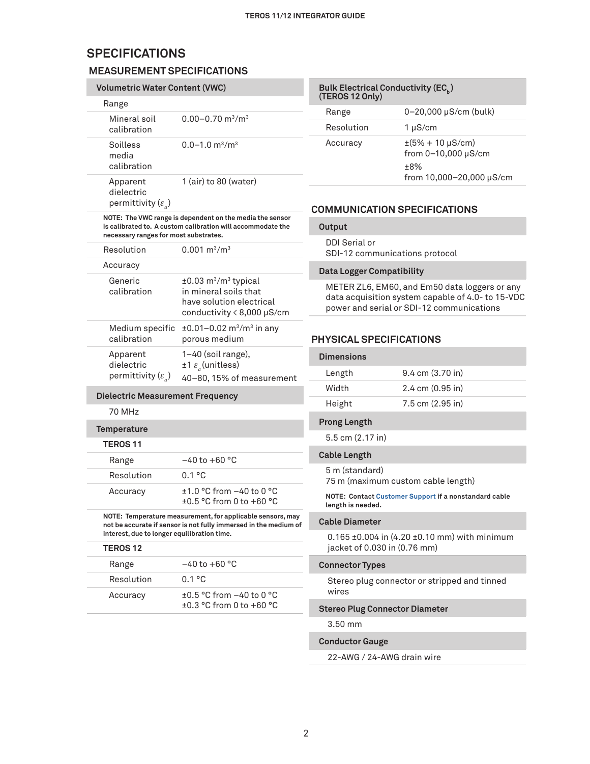# SPECIFICATIONS

## MEASUREMENT SPECIFICATIONS

### Volumetric Water Content (VWC)

| | |
|---|---|
| **Range** | |
| Mineral soil calibration | 0.00–0.70 $m^3/m^3$ |
| Soilless media calibration | 0.0–1.0 $m^3/m^3$ |
| Apparent dielectric permittivity ($\varepsilon_a$) | 1 (air) to 80 (water) |

**NOTE: The VWC range is dependent on the media the sensor is calibrated to. A custom calibration will accommodate the necessary ranges for most substrates.**

| | |
|---|---|
| Resolution | 0.001 $m^3/m^3$ |
| **Accuracy** | |
| Generic calibration | ±0.03 $m^3/m^3$ typical in mineral soils that have solution electrical conductivity < 8,000 µS/cm |
| Medium specific calibration | ±0.01–0.02 $m^3/m^3$ in any porous medium |
| Apparent dielectric permittivity ($\varepsilon_a$) | 1–40 (soil range), ±1 $\varepsilon_a$ (unitless)<br>40–80, 15% of measurement |

### Dielectric Measurement Frequency

70 MHz

### Temperature

**TEROS 11**

| | |
|---|---|
| Range | −40 to +60 °C |
| Resolution | 0.1 °C |
| Accuracy | ±1.0 °C from −40 to 0 °C<br>±0.5 °C from 0 to +60 °C |

**NOTE: Temperature measurement, for applicable sensors, may not be accurate if sensor is not fully immersed in the medium of interest, due to longer equilibration time.**

**TEROS 12**

| | |
|---|---|
| Range | −40 to +60 °C |
| Resolution | 0.1 °C |
| Accuracy | ±0.5 °C from −40 to 0 °C<br>±0.3 °C from 0 to +60 °C |

### Bulk Electrical Conductivity ($EC_b$) (TEROS 12 Only)

| | |
|---|---|
| Range | 0–20,000 µS/cm (bulk) |
| Resolution | 1 µS/cm |
| Accuracy | ±(5% + 10 µS/cm) from 0–10,000 µS/cm<br>±8% from 10,000–20,000 µS/cm |

## COMMUNICATION SPECIFICATIONS

### Output

DDI Serial or
SDI-12 communications protocol

### Data Logger Compatibility

METER ZL6, EM60, and Em50 data loggers or any data acquisition system capable of 4.0- to 15-VDC power and serial or SDI-12 communications

## PHYSICAL SPECIFICATIONS

### Dimensions

| | |
|---|---|
| Length | 9.4 cm (3.70 in) |
| Width | 2.4 cm (0.95 in) |
| Height | 7.5 cm (2.95 in) |

### Prong Length

5.5 cm (2.17 in)

### Cable Length

5 m (standard)
75 m (maximum custom cable length)

**NOTE: Contact Customer Support if a nonstandard cable length is needed.**

### Cable Diameter

0.165 ±0.004 in (4.20 ±0.10 mm) with minimum jacket of 0.030 in (0.76 mm)

### Connector Types

Stereo plug connector or stripped and tinned wires

### Stereo Plug Connector Diameter

3.50 mm

### Conductor Gauge

22-AWG / 24-AWG drain wire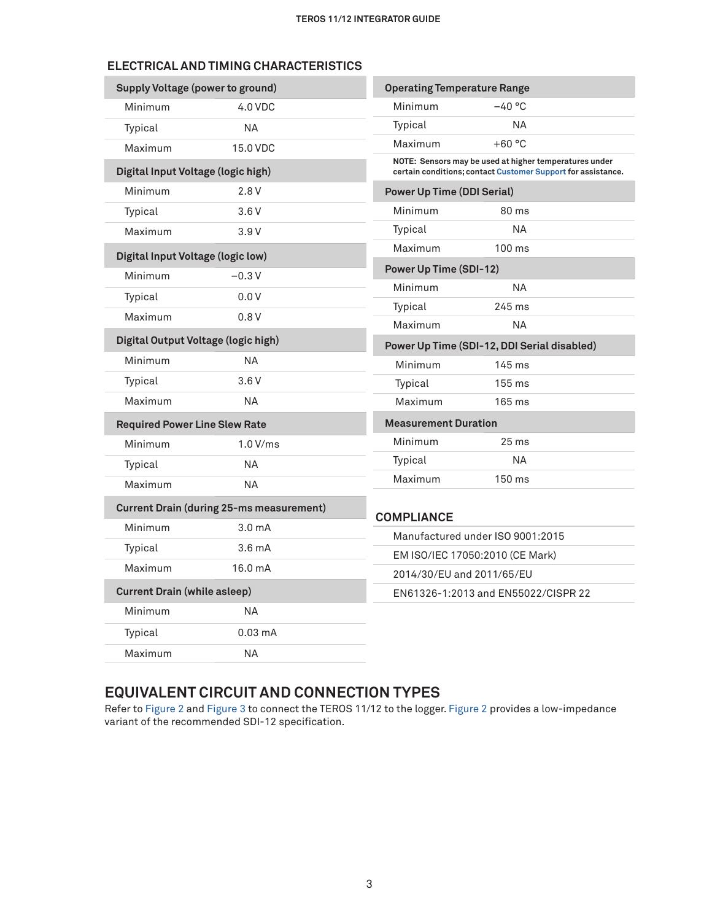## ELECTRICAL AND TIMING CHARACTERISTICS

| Supply Voltage (power to ground) | |
|---|---|
| Minimum | 4.0 VDC |
| Typical | NA |
| Maximum | 15.0 VDC |

| Digital Input Voltage (logic high) | |
|---|---|
| Minimum | 2.8 V |
| Typical | 3.6 V |
| Maximum | 3.9 V |

| Digital Input Voltage (logic low) | |
|---|---|
| Minimum | −0.3 V |
| Typical | 0.0 V |
| Maximum | 0.8 V |

| Digital Output Voltage (logic high) | |
|---|---|
| Minimum | NA |
| Typical | 3.6 V |
| Maximum | NA |

| Required Power Line Slew Rate | |
|---|---|
| Minimum | 1.0 V/ms |
| Typical | NA |
| Maximum | NA |

| Current Drain (during 25-ms measurement) | |
|---|---|
| Minimum | 3.0 mA |
| Typical | 3.6 mA |
| Maximum | 16.0 mA |

| Current Drain (while asleep) | |
|---|---|
| Minimum | NA |
| Typical | 0.03 mA |
| Maximum | NA |

| Operating Temperature Range | |
|---|---|
| Minimum | −40 °C |
| Typical | NA |
| Maximum | +60 °C |

**NOTE: Sensors may be used at higher temperatures under certain conditions; contact Customer Support for assistance.**

| Power Up Time (DDI Serial) | |
|---|---|
| Minimum | 80 ms |
| Typical | NA |
| Maximum | 100 ms |

| Power Up Time (SDI-12) | |
|---|---|
| Minimum | NA |
| Typical | 245 ms |
| Maximum | NA |

| Power Up Time (SDI-12, DDI Serial disabled) | |
|---|---|
| Minimum | 145 ms |
| Typical | 155 ms |
| Maximum | 165 ms |

| Measurement Duration | |
|---|---|
| Minimum | 25 ms |
| Typical | NA |
| Maximum | 150 ms |

## COMPLIANCE

- Manufactured under ISO 9001:2015
- EM ISO/IEC 17050:2010 (CE Mark)
- 2014/30/EU and 2011/65/EU
- EN61326-1:2013 and EN55022/CISPR 22

## EQUIVALENT CIRCUIT AND CONNECTION TYPES

Refer to Figure 2 and Figure 3 to connect the TEROS 11/12 to the logger. Figure 2 provides a low-impedance variant of the recommended SDI-12 specification.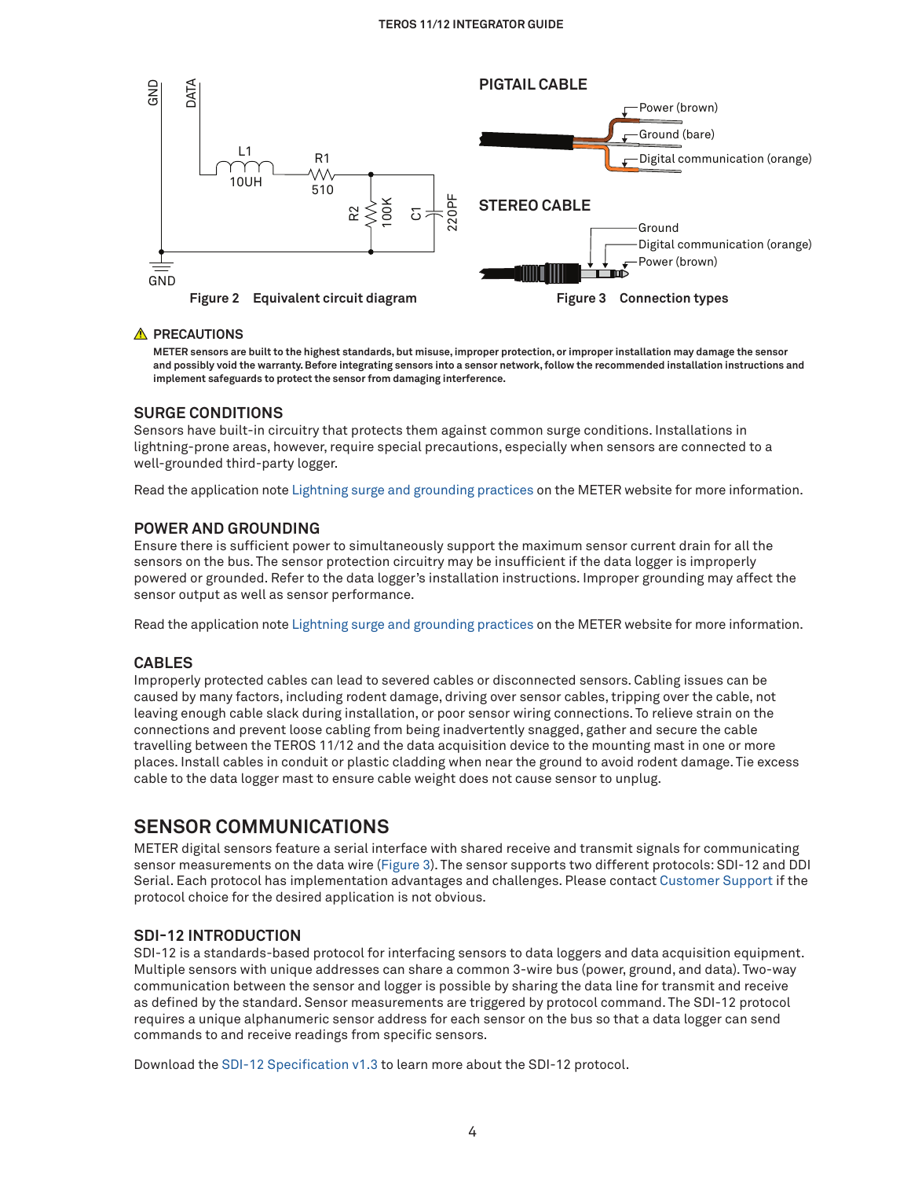Figure 2 Equivalent circuit diagram

Figure 3 Connection types

## ⚠ PRECAUTIONS

**METER sensors are built to the highest standards, but misuse, improper protection, or improper installation may damage the sensor and possibly void the warranty. Before integrating sensors into a sensor network, follow the recommended installation instructions and implement safeguards to protect the sensor from damaging interference.**

### SURGE CONDITIONS

Sensors have built-in circuitry that protects them against common surge conditions. Installations in lightning-prone areas, however, require special precautions, especially when sensors are connected to a well-grounded third-party logger.

Read the application note Lightning surge and grounding practices on the METER website for more information.

### POWER AND GROUNDING

Ensure there is sufficient power to simultaneously support the maximum sensor current drain for all the sensors on the bus. The sensor protection circuitry may be insufficient if the data logger is improperly powered or grounded. Refer to the data logger's installation instructions. Improper grounding may affect the sensor output as well as sensor performance.

Read the application note Lightning surge and grounding practices on the METER website for more information.

### CABLES

Improperly protected cables can lead to severed cables or disconnected sensors. Cabling issues can be caused by many factors, including rodent damage, driving over sensor cables, tripping over the cable, not leaving enough cable slack during installation, or poor sensor wiring connections. To relieve strain on the connections and prevent loose cabling from being inadvertently snagged, gather and secure the cable travelling between the TEROS 11/12 and the data acquisition device to the mounting mast in one or more places. Install cables in conduit or plastic cladding when near the ground to avoid rodent damage. Tie excess cable to the data logger mast to ensure cable weight does not cause sensor to unplug.

## SENSOR COMMUNICATIONS

METER digital sensors feature a serial interface with shared receive and transmit signals for communicating sensor measurements on the data wire (Figure 3). The sensor supports two different protocols: SDI-12 and DDI Serial. Each protocol has implementation advantages and challenges. Please contact Customer Support if the protocol choice for the desired application is not obvious.

### SDI-12 INTRODUCTION

SDI-12 is a standards-based protocol for interfacing sensors to data loggers and data acquisition equipment. Multiple sensors with unique addresses can share a common 3-wire bus (power, ground, and data). Two-way communication between the sensor and logger is possible by sharing the data line for transmit and receive as defined by the standard. Sensor measurements are triggered by protocol command. The SDI-12 protocol requires a unique alphanumeric sensor address for each sensor on the bus so that a data logger can send commands to and receive readings from specific sensors.

Download the SDI-12 Specification v1.3 to learn more about the SDI-12 protocol.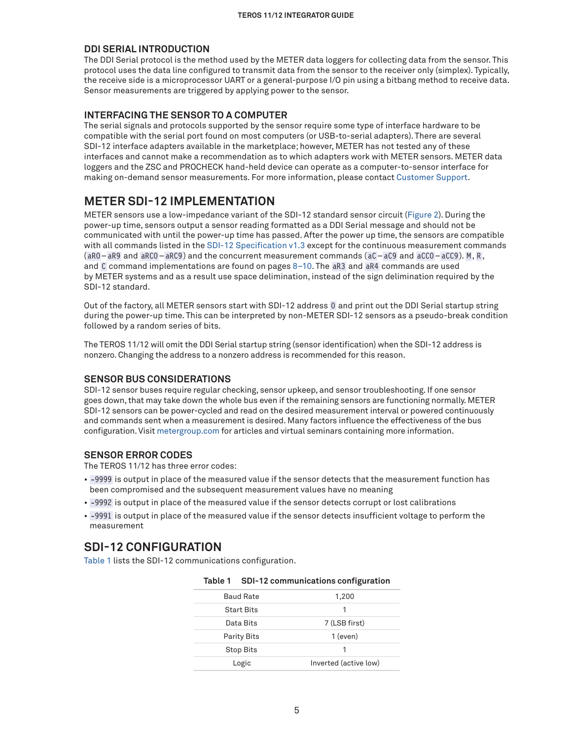### DDI SERIAL INTRODUCTION

The DDI Serial protocol is the method used by the METER data loggers for collecting data from the sensor. This protocol uses the data line configured to transmit data from the sensor to the receiver only (simplex). Typically, the receive side is a microprocessor UART or a general-purpose I/O pin using a bitbang method to receive data. Sensor measurements are triggered by applying power to the sensor.

### INTERFACING THE SENSOR TO A COMPUTER

The serial signals and protocols supported by the sensor require some type of interface hardware to be compatible with the serial port found on most computers (or USB-to-serial adapters). There are several SDI-12 interface adapters available in the marketplace; however, METER has not tested any of these interfaces and cannot make a recommendation as to which adapters work with METER sensors. METER data loggers and the ZSC and PROCHECK hand-held device can operate as a computer-to-sensor interface for making on-demand sensor measurements. For more information, please contact Customer Support.

## METER SDI-12 IMPLEMENTATION

METER sensors use a low-impedance variant of the SDI-12 standard sensor circuit (Figure 2). During the power-up time, sensors output a sensor reading formatted as a DDI Serial message and should not be communicated with until the power-up time has passed. After the power up time, the sensors are compatible with all commands listed in the SDI-12 Specification v1.3 except for the continuous measurement commands (`aR0`–`aR9` and `aRC0`–`aRC9`) and the concurrent measurement commands (`aC`–`aC9` and `aCC0`–`aCC9`). `M`, `R`, and `C` command implementations are found on pages 8–10. The `aR3` and `aR4` commands are used by METER systems and as a result use space delimination, instead of the sign delimination required by the SDI-12 standard.

Out of the factory, all METER sensors start with SDI-12 address `0` and print out the DDI Serial startup string during the power-up time. This can be interpreted by non-METER SDI-12 sensors as a pseudo-break condition followed by a random series of bits.

The TEROS 11/12 will omit the DDI Serial startup string (sensor identification) when the SDI-12 address is nonzero. Changing the address to a nonzero address is recommended for this reason.

### SENSOR BUS CONSIDERATIONS

SDI-12 sensor buses require regular checking, sensor upkeep, and sensor troubleshooting. If one sensor goes down, that may take down the whole bus even if the remaining sensors are functioning normally. METER SDI-12 sensors can be power-cycled and read on the desired measurement interval or powered continuously and commands sent when a measurement is desired. Many factors influence the effectiveness of the bus configuration. Visit metergroup.com for articles and virtual seminars containing more information.

### SENSOR ERROR CODES

The TEROS 11/12 has three error codes:

- `-9999` is output in place of the measured value if the sensor detects that the measurement function has been compromised and the subsequent measurement values have no meaning
- `-9992` is output in place of the measured value if the sensor detects corrupt or lost calibrations
- `-9991` is output in place of the measured value if the sensor detects insufficient voltage to perform the measurement

## SDI-12 CONFIGURATION

Table 1 lists the SDI-12 communications configuration.

**Table 1 SDI-12 communications configuration**

| | |
|---|---|
| Baud Rate | 1,200 |
| Start Bits | 1 |
| Data Bits | 7 (LSB first) |
| Parity Bits | 1 (even) |
| Stop Bits | 1 |
| Logic | Inverted (active low) |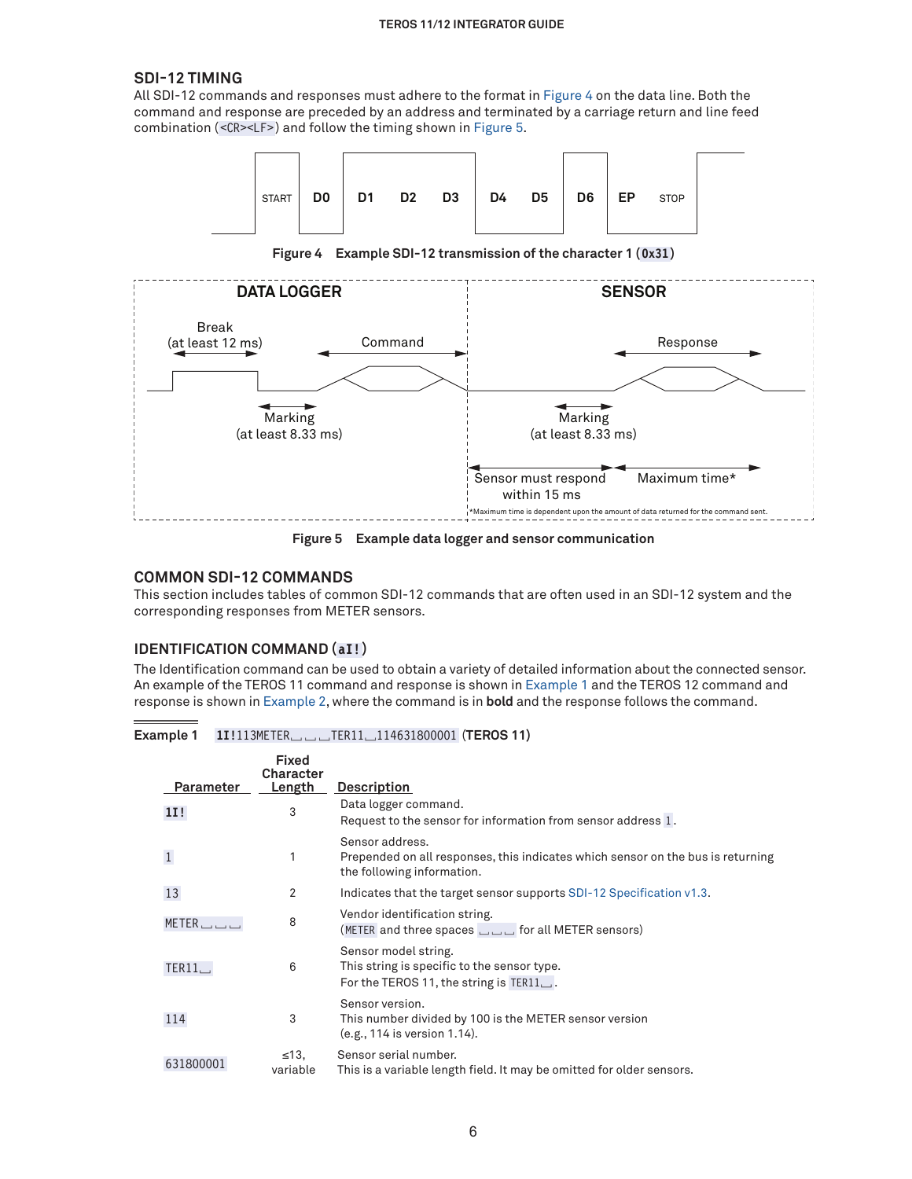## SDI-12 TIMING

All SDI-12 commands and responses must adhere to the format in Figure 4 on the data line. Both the command and response are preceded by an address and terminated by a carriage return and line feed combination (`<CR><LF>`) and follow the timing shown in Figure 5.

Figure 4 Example SDI-12 transmission of the character 1 (`0x31`)

Figure 5 Example data logger and sensor communication

## COMMON SDI-12 COMMANDS

This section includes tables of common SDI-12 commands that are often used in an SDI-12 system and the corresponding responses from METER sensors.

### IDENTIFICATION COMMAND (aI!)

The Identification command can be used to obtain a variety of detailed information about the connected sensor. An example of the TEROS 11 command and response is shown in Example 1 and the TEROS 12 command and response is shown in Example 2, where the command is in **bold** and the response follows the command.

**Example 1** **1I!**113METER␣␣␣TER11␣114631800001 **(TEROS 11)**

| Parameter | Fixed Character Length | Description |
|---|---|---|
| **1I!** | 3 | Data logger command. Request to the sensor for information from sensor address 1. |
| 1 | 1 | Sensor address. Prepended on all responses, this indicates which sensor on the bus is returning the following information. |
| 13 | 2 | Indicates that the target sensor supports SDI-12 Specification v1.3. |
| METER␣␣␣ | 8 | Vendor identification string. (METER and three spaces ␣␣␣ for all METER sensors) |
| TER11␣ | 6 | Sensor model string. This string is specific to the sensor type. For the TEROS 11, the string is TER11␣. |
| 114 | 3 | Sensor version. This number divided by 100 is the METER sensor version (e.g., 114 is version 1.14). |
| 631800001 | ≤13, variable | Sensor serial number. This is a variable length field. It may be omitted for older sensors. |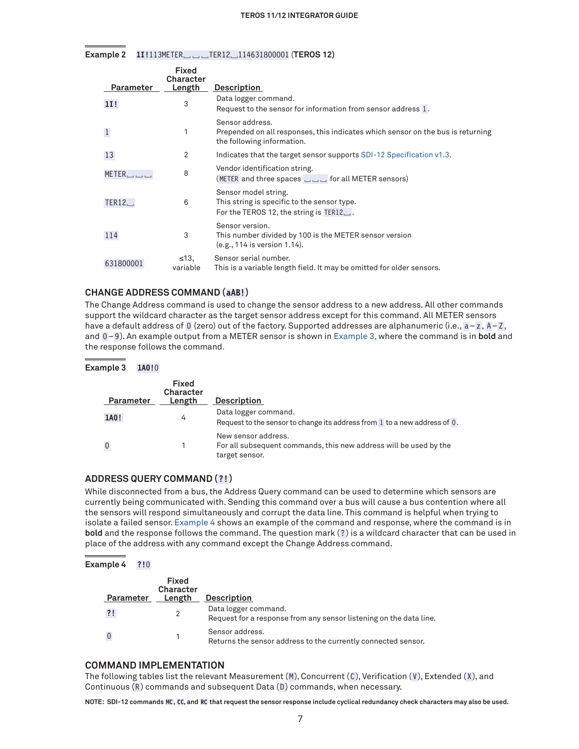**Example 2** **1I!**113METER␣␣␣TER12␣114631800001 (**TEROS 12**)

| Parameter | Fixed Character Length | Description |
|---|---|---|
| **1I!** | 3 | Data logger command.<br>Request to the sensor for information from sensor address 1. |
| 1 | 1 | Sensor address.<br>Prepended on all responses, this indicates which sensor on the bus is returning the following information. |
| 13 | 2 | Indicates that the target sensor supports SDI-12 Specification v1.3. |
| METER␣␣␣ | 8 | Vendor identification string.<br>(METER and three spaces ␣␣␣ for all METER sensors) |
| TER12␣ | 6 | Sensor model string.<br>This string is specific to the sensor type.<br>For the TEROS 12, the string is TER12␣. |
| 114 | 3 | Sensor version.<br>This number divided by 100 is the METER sensor version (e.g., 114 is version 1.14). |
| 631800001 | ≤13, variable | Sensor serial number.<br>This is a variable length field. It may be omitted for older sensors. |

## CHANGE ADDRESS COMMAND (aAB!)

The Change Address command is used to change the sensor address to a new address. All other commands support the wildcard character as the target sensor address except for this command. All METER sensors have a default address of 0 (zero) out of the factory. Supported addresses are alphanumeric (i.e., a–z, A–Z, and 0–9). An example output from a METER sensor is shown in Example 3, where the command is in **bold** and the response follows the command.

**Example 3** **1A0!**0

| Parameter | Fixed Character Length | Description |
|---|---|---|
| **1A0!** | 4 | Data logger command.<br>Request to the sensor to change its address from 1 to a new address of 0. |
| 0 | 1 | New sensor address.<br>For all subsequent commands, this new address will be used by the target sensor. |

## ADDRESS QUERY COMMAND (?!)

While disconnected from a bus, the Address Query command can be used to determine which sensors are currently being communicated with. Sending this command over a bus will cause a bus contention where all the sensors will respond simultaneously and corrupt the data line. This command is helpful when trying to isolate a failed sensor. Example 4 shows an example of the command and response, where the command is in **bold** and the response follows the command. The question mark (?) is a wildcard character that can be used in place of the address with any command except the Change Address command.

**Example 4** **?!**0

| Parameter | Fixed Character Length | Description |
|---|---|---|
| **?!** | 2 | Data logger command.<br>Request for a response from any sensor listening on the data line. |
| 0 | 1 | Sensor address.<br>Returns the sensor address to the currently connected sensor. |

## COMMAND IMPLEMENTATION

The following tables list the relevant Measurement (M), Concurrent (C), Verification (V), Extended (X), and Continuous (R) commands and subsequent Data (D) commands, when necessary.

**NOTE: SDI-12 commands MC, CC, and RC that request the sensor response include cyclical redundancy check characters may also be used.**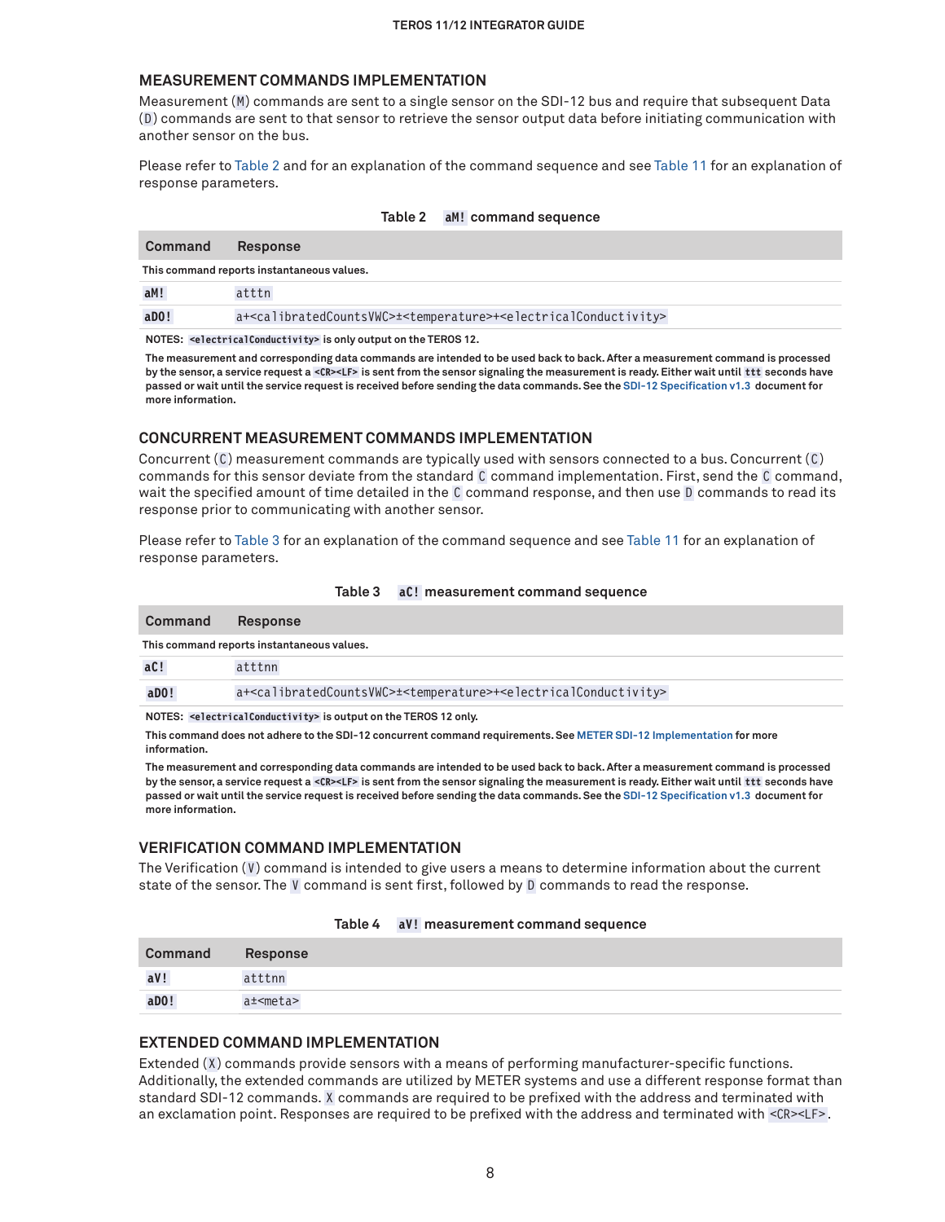## MEASUREMENT COMMANDS IMPLEMENTATION

Measurement (`M`) commands are sent to a single sensor on the SDI-12 bus and require that subsequent Data (`D`) commands are sent to that sensor to retrieve the sensor output data before initiating communication with another sensor on the bus.

Please refer to Table 2 and for an explanation of the command sequence and see Table 11 for an explanation of response parameters.

**Table 2 `aM!` command sequence**

| Command | Response |
|---|---|
| This command reports instantaneous values. | |
| `aM!` | `atttn` |
| `aD0!` | `a+<calibratedCountsVWC>±<temperature>+<electricalConductivity>` |

NOTES: `<electricalConductivity>` is only output on the TEROS 12.

The measurement and corresponding data commands are intended to be used back to back. After a measurement command is processed by the sensor, a service request `a<CR><LF>` is sent from the sensor signaling the measurement is ready. Either wait until `ttt` seconds have passed or wait until the service request is received before sending the data commands. See the SDI-12 Specification v1.3 document for more information.

## CONCURRENT MEASUREMENT COMMANDS IMPLEMENTATION

Concurrent (`C`) measurement commands are typically used with sensors connected to a bus. Concurrent (`C`) commands for this sensor deviate from the standard `C` command implementation. First, send the `C` command, wait the specified amount of time detailed in the `C` command response, and then use `D` commands to read its response prior to communicating with another sensor.

Please refer to Table 3 for an explanation of the command sequence and see Table 11 for an explanation of response parameters.

**Table 3 `aC!` measurement command sequence**

| Command | Response |
|---|---|
| This command reports instantaneous values. | |
| `aC!` | `atttnn` |
| `aD0!` | `a+<calibratedCountsVWC>±<temperature>+<electricalConductivity>` |

NOTES: `<electricalConductivity>` is output on the TEROS 12 only.

This command does not adhere to the SDI-12 concurrent command requirements. See METER SDI-12 Implementation for more information.

The measurement and corresponding data commands are intended to be used back to back. After a measurement command is processed by the sensor, a service request `a<CR><LF>` is sent from the sensor signaling the measurement is ready. Either wait until `ttt` seconds have passed or wait until the service request is received before sending the data commands. See the SDI-12 Specification v1.3 document for more information.

## VERIFICATION COMMAND IMPLEMENTATION

The Verification (`V`) command is intended to give users a means to determine information about the current state of the sensor. The `V` command is sent first, followed by `D` commands to read the response.

**Table 4 `aV!` measurement command sequence**

| Command | Response |
|---|---|
| `aV!` | `atttnn` |
| `aD0!` | `a±<meta>` |

## EXTENDED COMMAND IMPLEMENTATION

Extended (`X`) commands provide sensors with a means of performing manufacturer-specific functions. Additionally, the extended commands are utilized by METER systems and use a different response format than standard SDI-12 commands. `X` commands are required to be prefixed with the address and terminated with an exclamation point. Responses are required to be prefixed with the address and terminated with `<CR><LF>`.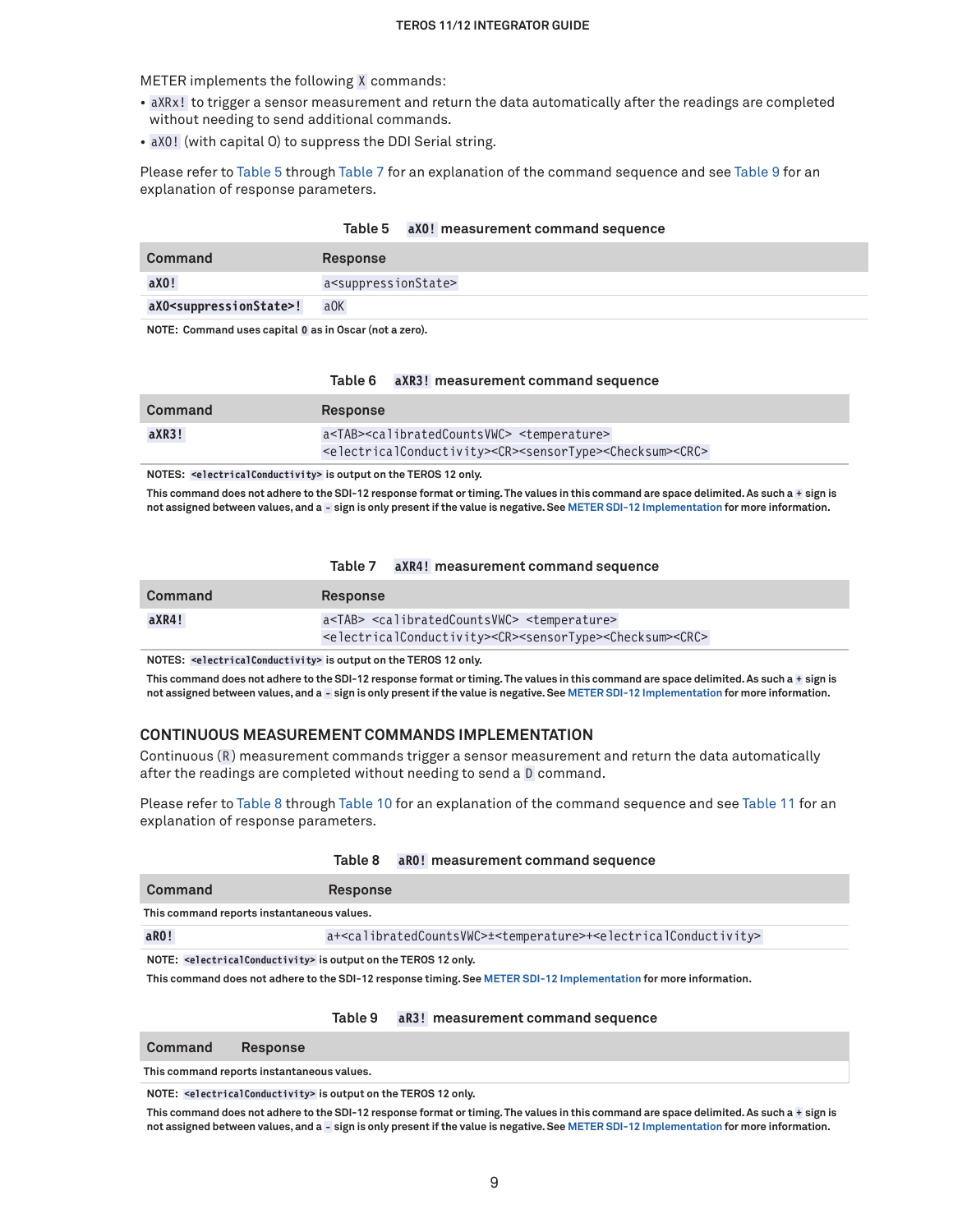METER implements the following `X` commands:

- `aXRx!` to trigger a sensor measurement and return the data automatically after the readings are completed without needing to send additional commands.
- `aXO!` (with capital O) to suppress the DDI Serial string.

Please refer to Table 5 through Table 7 for an explanation of the command sequence and see Table 9 for an explanation of response parameters.

**Table 5 `aXO!` measurement command sequence**

| Command | Response |
|---|---|
| `aXO!` | `a<suppressionState>` |
| `aXO<suppressionState>!` | `aOK` |

**NOTE:** Command uses capital `O` as in Oscar (not a zero).

**Table 6 `aXR3!` measurement command sequence**

| Command | Response |
|---|---|
| `aXR3!` | `a<TAB><calibratedCountsVWC> <temperature> <electricalConductivity><CR><sensorType><Checksum><CRC>` |

**NOTES:** `<electricalConductivity>` is output on the TEROS 12 only.

This command does not adhere to the SDI-12 response format or timing. The values in this command are space delimited. As such a `+` sign is not assigned between values, and a `-` sign is only present if the value is negative. See METER SDI-12 Implementation for more information.

**Table 7 `aXR4!` measurement command sequence**

| Command | Response |
|---|---|
| `aXR4!` | `a<TAB> <calibratedCountsVWC> <temperature> <electricalConductivity><CR><sensorType><Checksum><CRC>` |

**NOTES:** `<electricalConductivity>` is output on the TEROS 12 only.

This command does not adhere to the SDI-12 response format or timing. The values in this command are space delimited. As such a `+` sign is not assigned between values, and a `-` sign is only present if the value is negative. See METER SDI-12 Implementation for more information.

## CONTINUOUS MEASUREMENT COMMANDS IMPLEMENTATION

Continuous (`R`) measurement commands trigger a sensor measurement and return the data automatically after the readings are completed without needing to send a `D` command.

Please refer to Table 8 through Table 10 for an explanation of the command sequence and see Table 11 for an explanation of response parameters.

**Table 8 `aR0!` measurement command sequence**

| Command | Response |
|---|---|
| This command reports instantaneous values. | |
| `aR0!` | `a+<calibratedCountsVWC>±<temperature>+<electricalConductivity>` |

**NOTE:** `<electricalConductivity>` is output on the TEROS 12 only.

This command does not adhere to the SDI-12 response timing. See METER SDI-12 Implementation for more information.

**Table 9 `aR3!` measurement command sequence**

| Command | Response |
|---|---|
| This command reports instantaneous values. | |

**NOTE:** `<electricalConductivity>` is output on the TEROS 12 only.

This command does not adhere to the SDI-12 response format or timing. The values in this command are space delimited. As such a `+` sign is not assigned between values, and a `-` sign is only present if the value is negative. See METER SDI-12 Implementation for more information.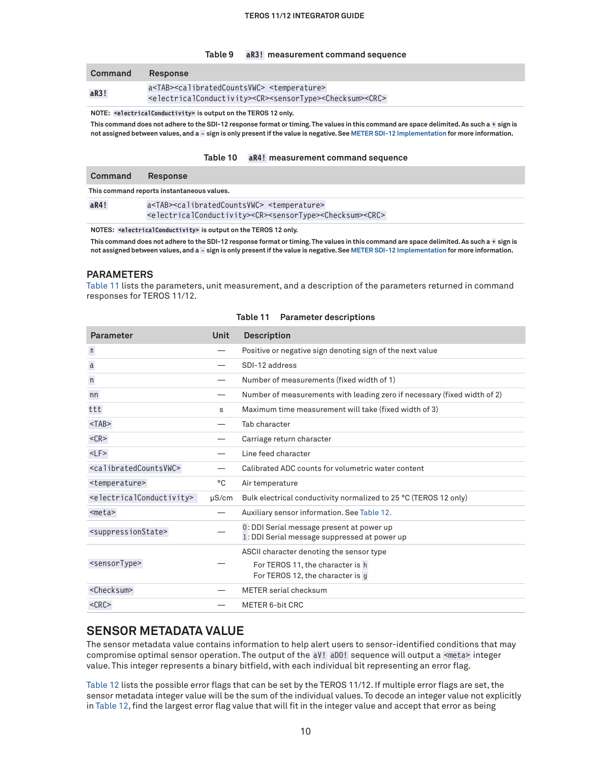Table 9 `aR3!` measurement command sequence

| Command | Response |
|---|---|
| `aR3!` | `a<TAB><calibratedCountsVWC> <temperature> <electricalConductivity><CR><sensorType><Checksum><CRC>` |

NOTE: `<electricalConductivity>` is output on the TEROS 12 only.

This command does not adhere to the SDI-12 response format or timing. The values in this command are space delimited. As such a `+` sign is not assigned between values, and a `-` sign is only present if the value is negative. See METER SDI-12 Implementation for more information.

Table 10 `aR4!` measurement command sequence

| Command | Response |
|---|---|
| This command reports instantaneous values. | |
| `aR4!` | `a<TAB><calibratedCountsVWC> <temperature> <electricalConductivity><CR><sensorType><Checksum><CRC>` |

NOTES: `<electricalConductivity>` is output on the TEROS 12 only.

This command does not adhere to the SDI-12 response format or timing. The values in this command are space delimited. As such a `+` sign is not assigned between values, and a `-` sign is only present if the value is negative. See METER SDI-12 Implementation for more information.

## PARAMETERS

Table 11 lists the parameters, unit measurement, and a description of the parameters returned in command responses for TEROS 11/12.

Table 11 Parameter descriptions

| Parameter | Unit | Description |
|---|---|---|
| `±` | — | Positive or negative sign denoting sign of the next value |
| `a` | — | SDI-12 address |
| `n` | — | Number of measurements (fixed width of 1) |
| `nn` | — | Number of measurements with leading zero if necessary (fixed width of 2) |
| `ttt` | s | Maximum time measurement will take (fixed width of 3) |
| `<TAB>` | — | Tab character |
| `<CR>` | — | Carriage return character |
| `<LF>` | — | Line feed character |
| `<calibratedCountsVWC>` | — | Calibrated ADC counts for volumetric water content |
| `<temperature>` | °C | Air temperature |
| `<electricalConductivity>` | µS/cm | Bulk electrical conductivity normalized to 25 °C (TEROS 12 only) |
| `<meta>` | — | Auxiliary sensor information. See Table 12. |
| `<suppressionState>` | — | `0`: DDI Serial message present at power up<br>`1`: DDI Serial message suppressed at power up |
| `<sensorType>` | — | ASCII character denoting the sensor type<br>For TEROS 11, the character is `h`<br>For TEROS 12, the character is `g` |
| `<Checksum>` | — | METER serial checksum |
| `<CRC>` | — | METER 6-bit CRC |

## SENSOR METADATA VALUE

The sensor metadata value contains information to help alert users to sensor-identified conditions that may compromise optimal sensor operation. The output of the `aV!` `aD0!` sequence will output a `<meta>` integer value. This integer represents a binary bitfield, with each individual bit representing an error flag.

Table 12 lists the possible error flags that can be set by the TEROS 11/12. If multiple error flags are set, the sensor metadata integer value will be the sum of the individual values. To decode an integer value not explicitly in Table 12, find the largest error flag value that will fit in the integer value and accept that error as being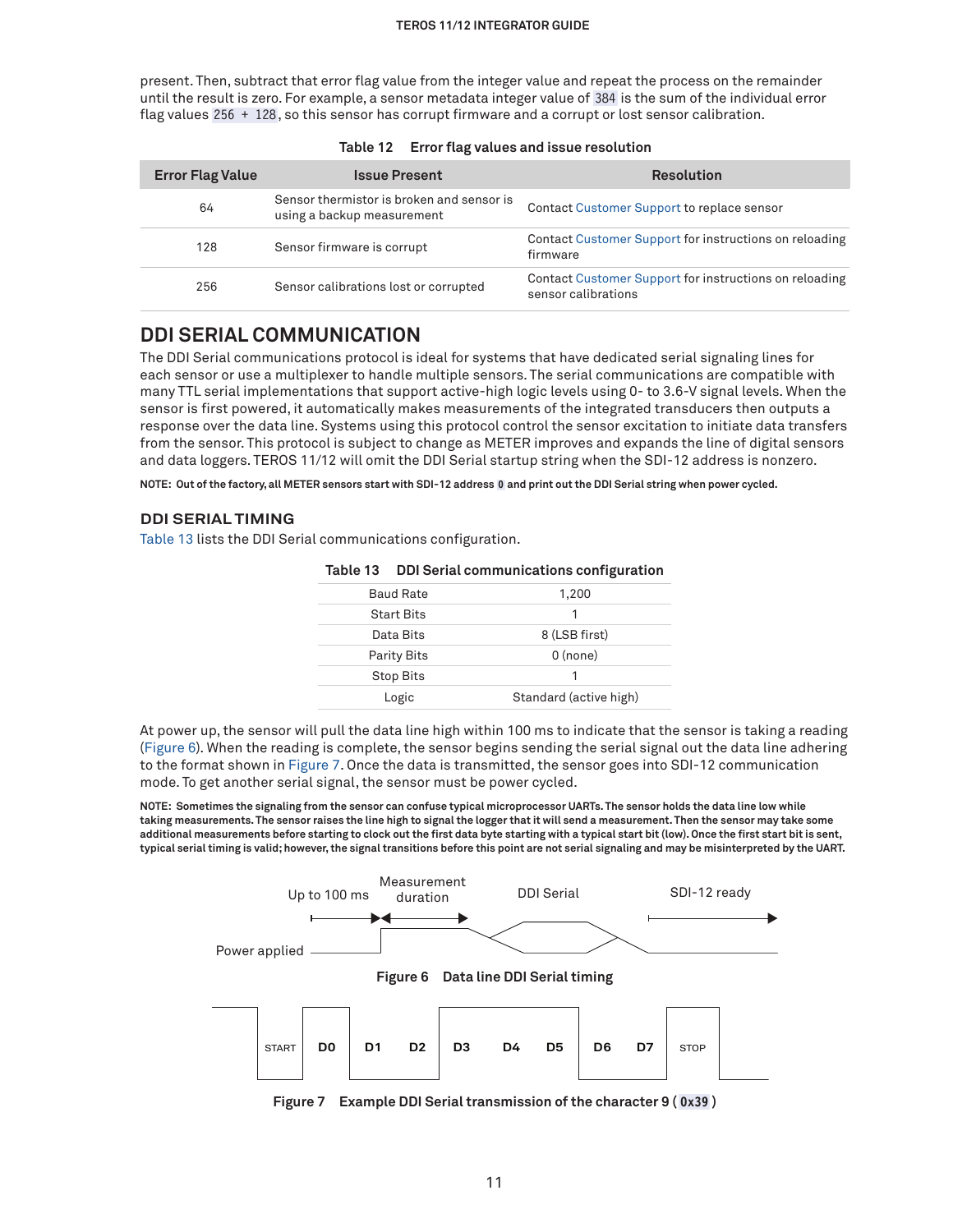present. Then, subtract that error flag value from the integer value and repeat the process on the remainder until the result is zero. For example, a sensor metadata integer value of `384` is the sum of the individual error flag values `256 + 128`, so this sensor has corrupt firmware and a corrupt or lost sensor calibration.

Table 12 Error flag values and issue resolution

| Error Flag Value | Issue Present | Resolution |
|---|---|---|
| 64 | Sensor thermistor is broken and sensor is using a backup measurement | Contact Customer Support to replace sensor |
| 128 | Sensor firmware is corrupt | Contact Customer Support for instructions on reloading firmware |
| 256 | Sensor calibrations lost or corrupted | Contact Customer Support for instructions on reloading sensor calibrations |

## DDI SERIAL COMMUNICATION

The DDI Serial communications protocol is ideal for systems that have dedicated serial signaling lines for each sensor or use a multiplexer to handle multiple sensors. The serial communications are compatible with many TTL serial implementations that support active-high logic levels using 0- to 3.6-V signal levels. When the sensor is first powered, it automatically makes measurements of the integrated transducers then outputs a response over the data line. Systems using this protocol control the sensor excitation to initiate data transfers from the sensor. This protocol is subject to change as METER improves and expands the line of digital sensors and data loggers. TEROS 11/12 will omit the DDI Serial startup string when the SDI-12 address is nonzero.

**NOTE: Out of the factory, all METER sensors start with SDI-12 address `0` and print out the DDI Serial string when power cycled.**

### DDI SERIAL TIMING

Table 13 lists the DDI Serial communications configuration.

Table 13 DDI Serial communications configuration

| | |
|---|---|
| Baud Rate | 1,200 |
| Start Bits | 1 |
| Data Bits | 8 (LSB first) |
| Parity Bits | 0 (none) |
| Stop Bits | 1 |
| Logic | Standard (active high) |

At power up, the sensor will pull the data line high within 100 ms to indicate that the sensor is taking a reading (Figure 6). When the reading is complete, the sensor begins sending the serial signal out the data line adhering to the format shown in Figure 7. Once the data is transmitted, the sensor goes into SDI-12 communication mode. To get another serial signal, the sensor must be power cycled.

**NOTE: Sometimes the signaling from the sensor can confuse typical microprocessor UARTs. The sensor holds the data line low while taking measurements. The sensor raises the line high to signal the logger that it will send a measurement. Then the sensor may take some additional measurements before starting to clock out the first data byte starting with a typical start bit (low). Once the first start bit is sent, typical serial timing is valid; however, the signal transitions before this point are not serial signaling and may be misinterpreted by the UART.**

Up to 100 ms | Measurement duration | DDI Serial | SDI-12 ready

Power applied

Figure 6 Data line DDI Serial timing

START D0 D1 D2 D3 D4 D5 D6 D7 STOP

Figure 7 Example DDI Serial transmission of the character 9 ( `0x39` )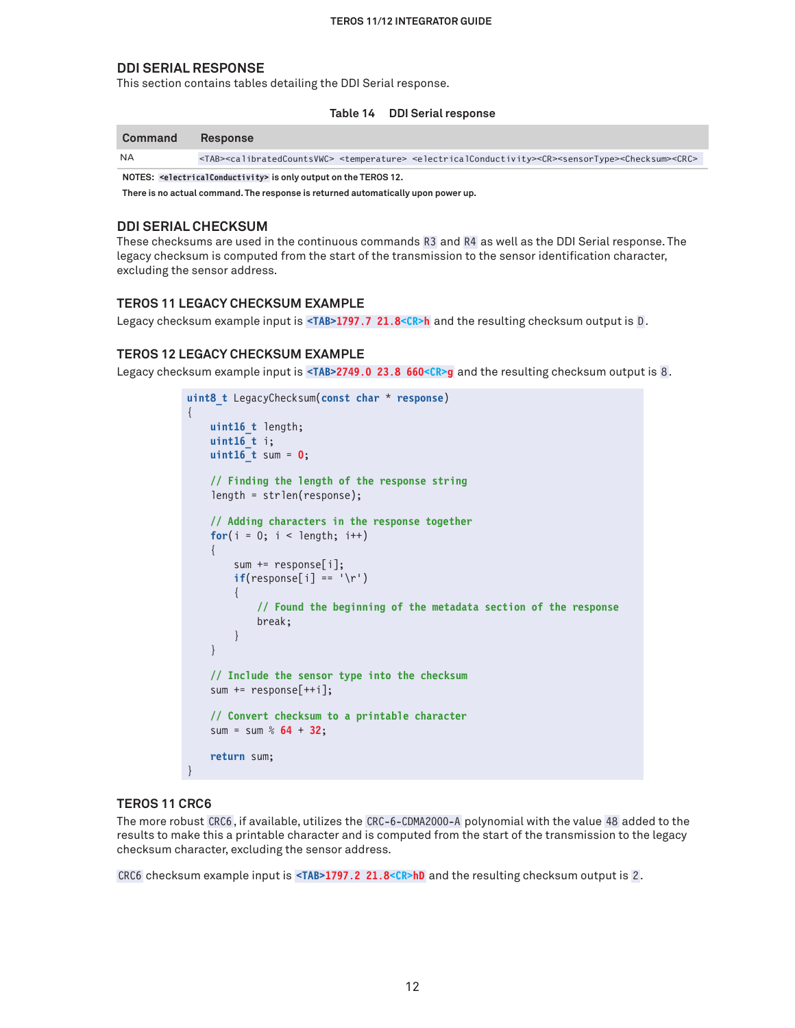## DDI SERIAL RESPONSE

This section contains tables detailing the DDI Serial response.

**Table 14 DDI Serial response**

| Command | Response |
|---|---|
| NA | `<TAB><calibratedCountsVWC> <temperature> <electricalConductivity><CR><sensorType><Checksum><CRC>` |

**NOTES:** `<electricalConductivity>` **is only output on the TEROS 12.**

**There is no actual command. The response is returned automatically upon power up.**

## DDI SERIAL CHECKSUM

These checksums are used in the continuous commands `R3` and `R4` as well as the DDI Serial response. The legacy checksum is computed from the start of the transmission to the sensor identification character, excluding the sensor address.

### TEROS 11 LEGACY CHECKSUM EXAMPLE

Legacy checksum example input is `<TAB>1797.7 21.8<CR>h` and the resulting checksum output is `D`.

### TEROS 12 LEGACY CHECKSUM EXAMPLE

Legacy checksum example input is `<TAB>2749.0 23.8 660<CR>g` and the resulting checksum output is `8`.

```
uint8_t LegacyChecksum(const char * response)
{
    uint16_t length;
    uint16_t i;
    uint16_t sum = 0;

    // Finding the length of the response string
    length = strlen(response);

    // Adding characters in the response together
    for(i = 0; i < length; i++)
    {
        sum += response[i];
        if(response[i] == '\r')
        {
            // Found the beginning of the metadata section of the response
            break;
        }
    }

    // Include the sensor type into the checksum
    sum += response[++i];

    // Convert checksum to a printable character
    sum = sum % 64 + 32;

    return sum;
}
```

### TEROS 11 CRC6

The more robust `CRC6`, if available, utilizes the `CRC-6-CDMA2000-A` polynomial with the value `48` added to the results to make this a printable character and is computed from the start of the transmission to the legacy checksum character, excluding the sensor address.

`CRC6` checksum example input is `<TAB>1797.2 21.8<CR>hD` and the resulting checksum output is `2`.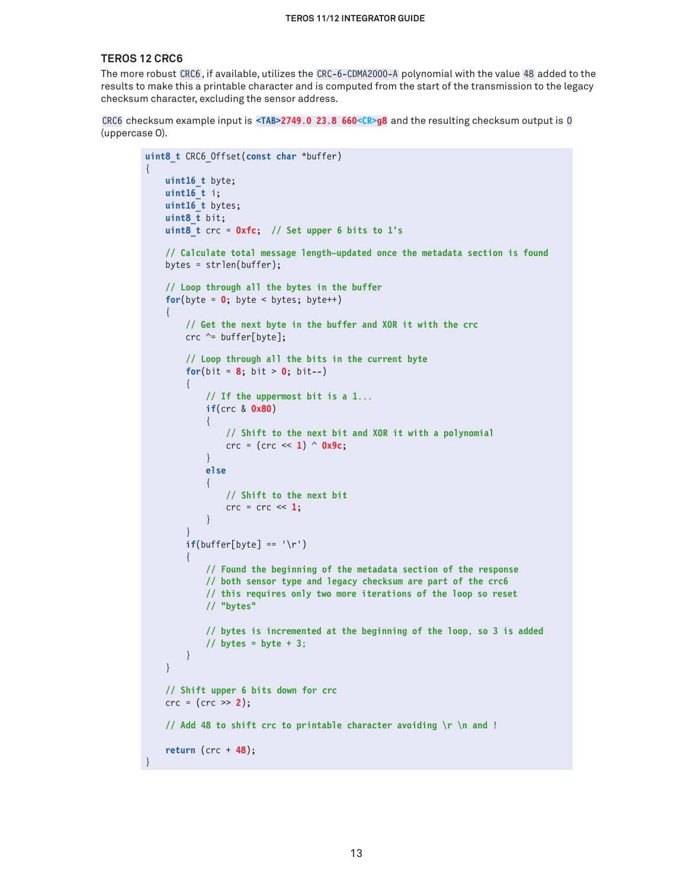### TEROS 12 CRC6

The more robust `CRC6`, if available, utilizes the `CRC-6-CDMA2000-A` polynomial with the value `48` added to the results to make this a printable character and is computed from the start of the transmission to the legacy checksum character, excluding the sensor address.

`CRC6` checksum example input is `<TAB>2749.0 23.8 660<CR>g8` and the resulting checksum output is `O` (uppercase O).

```
uint8_t CRC6_Offset(const char *buffer)
{
    uint16_t byte;
    uint16_t i;
    uint16_t bytes;
    uint8_t bit;
    uint8_t crc = 0xfc;  // Set upper 6 bits to 1's

    // Calculate total message length—updated once the metadata section is found
    bytes = strlen(buffer);

    // Loop through all the bytes in the buffer
    for(byte = 0; byte < bytes; byte++)
    {
        // Get the next byte in the buffer and XOR it with the crc
        crc ^= buffer[byte];

        // Loop through all the bits in the current byte
        for(bit = 8; bit > 0; bit--)
        {
            // If the uppermost bit is a 1...
            if(crc & 0x80)
            {
                // Shift to the next bit and XOR it with a polynomial
                crc = (crc << 1) ^ 0x9c;
            }
            else
            {
                // Shift to the next bit
                crc = crc << 1;
            }
        }
        if(buffer[byte] == '\r')
        {
            // Found the beginning of the metadata section of the response
            // both sensor type and legacy checksum are part of the crc6
            // this requires only two more iterations of the loop so reset
            // "bytes"

            // bytes is incremented at the beginning of the loop, so 3 is added
            // bytes = byte + 3;
        }
    }

    // Shift upper 6 bits down for crc
    crc = (crc >> 2);

    // Add 48 to shift crc to printable character avoiding \r \n and !

    return (crc + 48);
}
```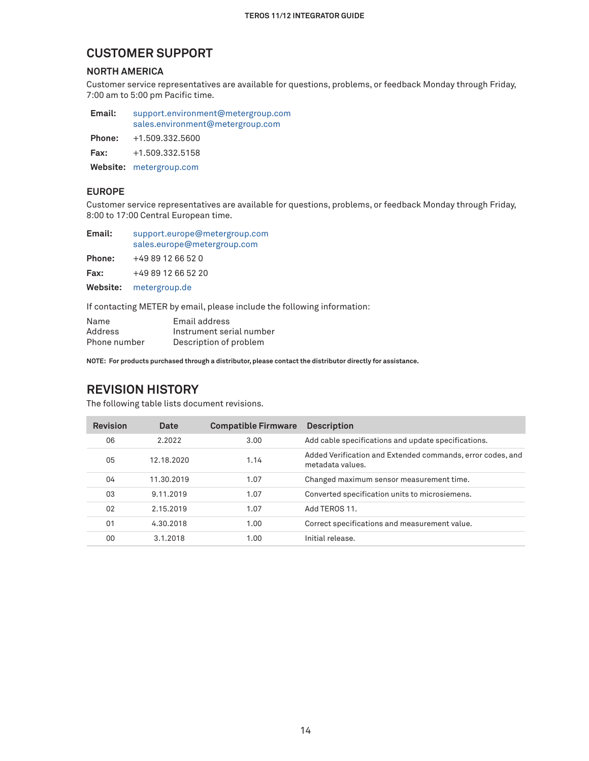## CUSTOMER SUPPORT

### NORTH AMERICA

Customer service representatives are available for questions, problems, or feedback Monday through Friday, 7:00 am to 5:00 pm Pacific time.

**Email:** support.environment@metergroup.com
sales.environment@metergroup.com

**Phone:** +1.509.332.5600

**Fax:** +1.509.332.5158

**Website:** metergroup.com

### EUROPE

Customer service representatives are available for questions, problems, or feedback Monday through Friday, 8:00 to 17:00 Central European time.

**Email:** support.europe@metergroup.com
sales.europe@metergroup.com

**Phone:** +49 89 12 66 52 0

**Fax:** +49 89 12 66 52 20

**Website:** metergroup.de

If contacting METER by email, please include the following information:

| | |
|---|---|
| Name | Email address |
| Address | Instrument serial number |
| Phone number | Description of problem |

**NOTE: For products purchased through a distributor, please contact the distributor directly for assistance.**

## REVISION HISTORY

The following table lists document revisions.

| Revision | Date | Compatible Firmware | Description |
|---|---|---|---|
| 06 | 2.2022 | 3.00 | Add cable specifications and update specifications. |
| 05 | 12.18.2020 | 1.14 | Added Verification and Extended commands, error codes, and metadata values. |
| 04 | 11.30.2019 | 1.07 | Changed maximum sensor measurement time. |
| 03 | 9.11.2019 | 1.07 | Converted specification units to microsiemens. |
| 02 | 2.15.2019 | 1.07 | Add TEROS 11. |
| 01 | 4.30.2018 | 1.00 | Correct specifications and measurement value. |
| 00 | 3.1.2018 | 1.00 | Initial release. |